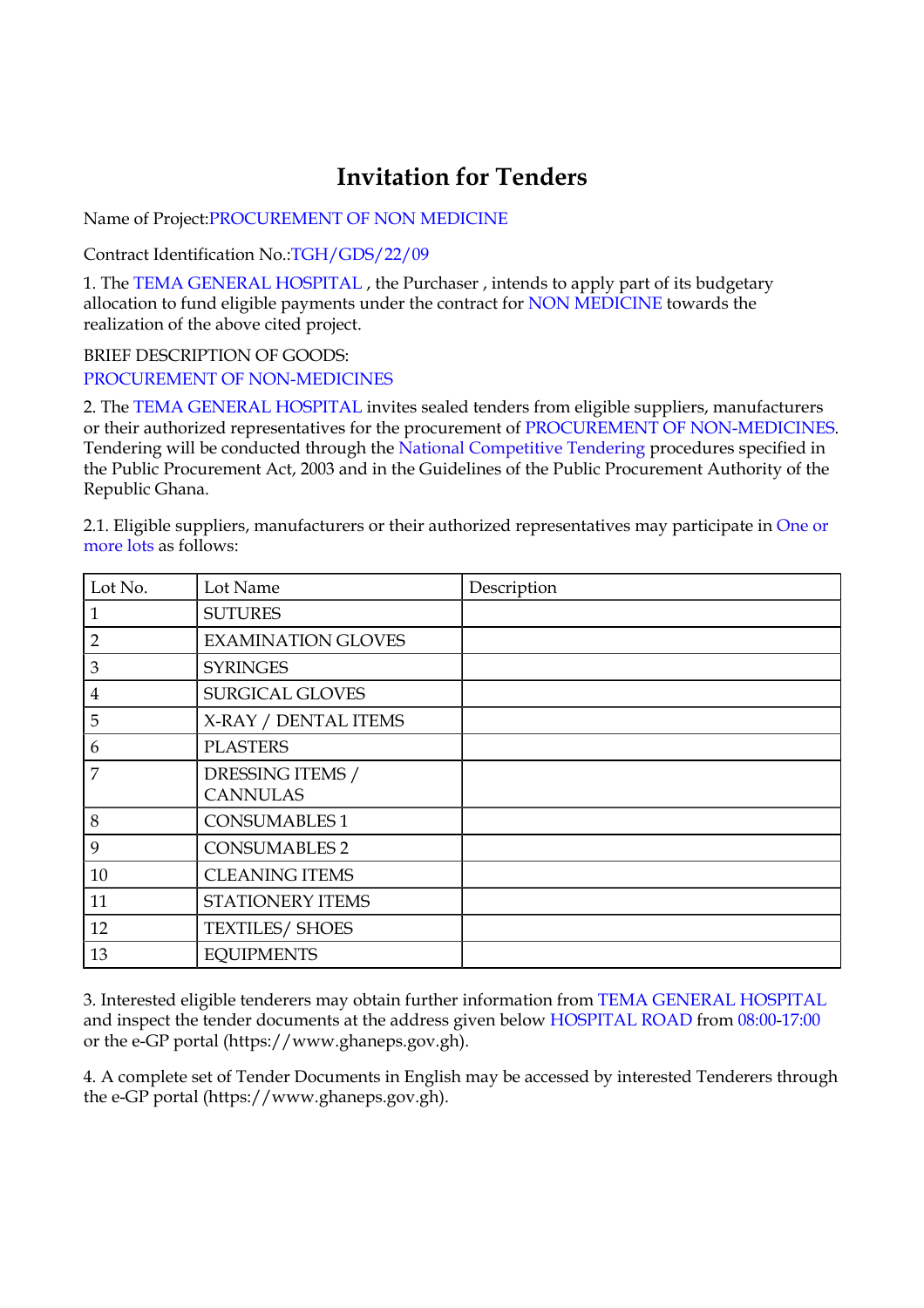# Invitation for Tenders

Name of Project:PROCUREMENT OF NON MEDICINE

Contract Identification No.:TGH/GDS/22/09

1. The TEMA GENERAL HOSPITAL , the Purchaser , intends to apply part of its budgetary allocation to fund eligible payments under the contract for NON MEDICINE towards the realization of the above cited project.

BRIEF DESCRIPTION OF GOODS:
PROCUREMENT OF NON-MEDICINES

2. The TEMA GENERAL HOSPITAL invites sealed tenders from eligible suppliers, manufacturers or their authorized representatives for the procurement of PROCUREMENT OF NON-MEDICINES. Tendering will be conducted through the National Competitive Tendering procedures specified in the Public Procurement Act, 2003 and in the Guidelines of the Public Procurement Authority of the Republic Ghana.

2.1. Eligible suppliers, manufacturers or their authorized representatives may participate in One or more lots as follows:

| Lot No. | Lot Name | Description |
|---|---|---|
| 1 | SUTURES | |
| 2 | EXAMINATION GLOVES | |
| 3 | SYRINGES | |
| 4 | SURGICAL GLOVES | |
| 5 | X-RAY / DENTAL ITEMS | |
| 6 | PLASTERS | |
| 7 | DRESSING ITEMS / CANNULAS | |
| 8 | CONSUMABLES 1 | |
| 9 | CONSUMABLES 2 | |
| 10 | CLEANING ITEMS | |
| 11 | STATIONERY ITEMS | |
| 12 | TEXTILES/ SHOES | |
| 13 | EQUIPMENTS | |

3. Interested eligible tenderers may obtain further information from TEMA GENERAL HOSPITAL and inspect the tender documents at the address given below HOSPITAL ROAD from 08:00-17:00 or the e-GP portal (https://www.ghaneps.gov.gh).

4. A complete set of Tender Documents in English may be accessed by interested Tenderers through the e-GP portal (https://www.ghaneps.gov.gh).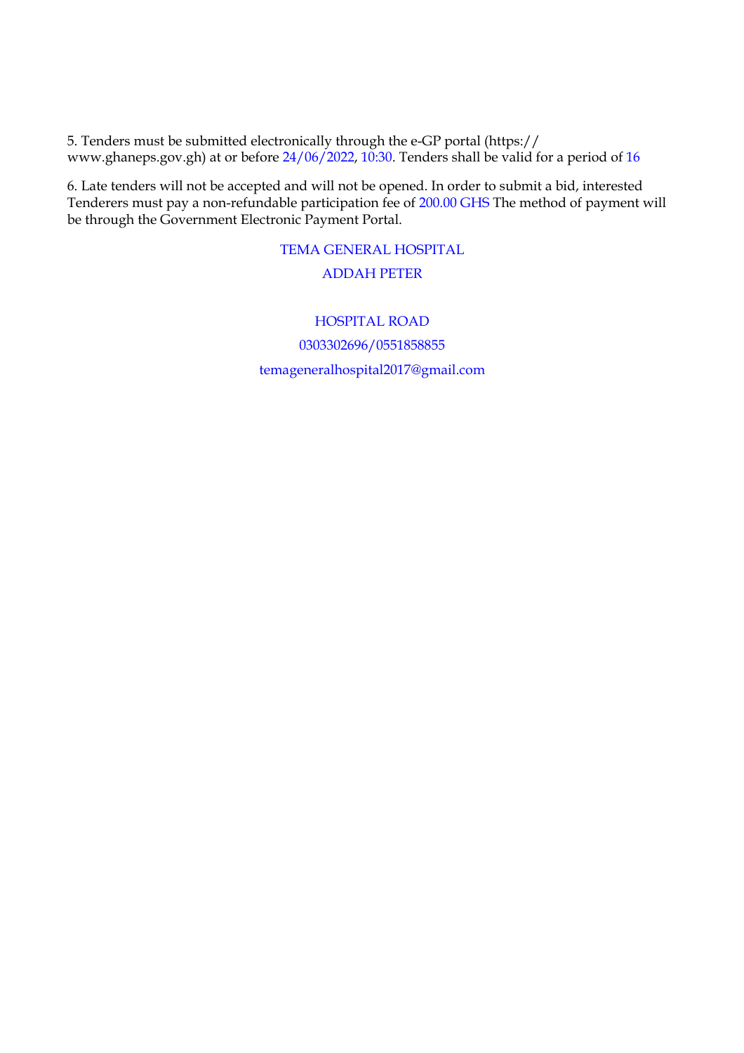5. Tenders must be submitted electronically through the e-GP portal (https://www.ghaneps.gov.gh) at or before 24/06/2022, 10:30. Tenders shall be valid for a period of 16

6. Late tenders will not be accepted and will not be opened. In order to submit a bid, interested Tenderers must pay a non-refundable participation fee of 200.00 GHS The method of payment will be through the Government Electronic Payment Portal.

TEMA GENERAL HOSPITAL

ADDAH PETER

HOSPITAL ROAD

0303302696/0551858855

temageneralhospital2017@gmail.com